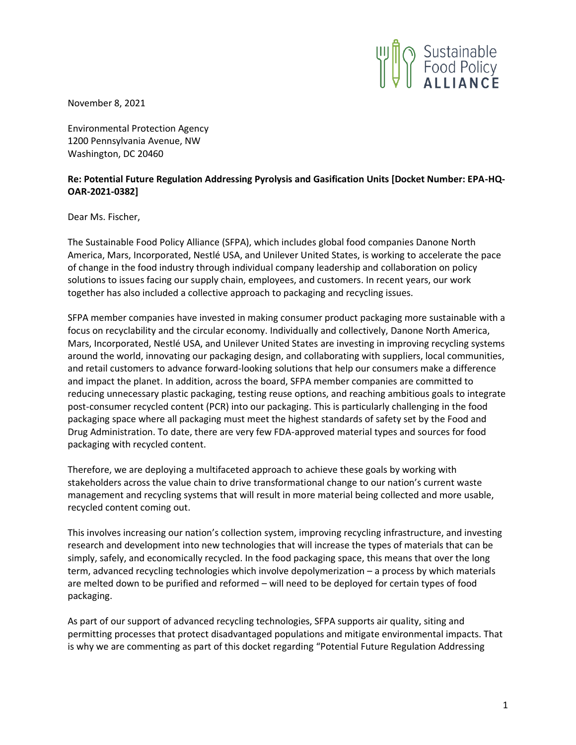Sustainable Food Policy ALLIANCE

November 8, 2021

Environmental Protection Agency
1200 Pennsylvania Avenue, NW
Washington, DC 20460

**Re: Potential Future Regulation Addressing Pyrolysis and Gasification Units [Docket Number: EPA-HQ-OAR-2021-0382]**

Dear Ms. Fischer,

The Sustainable Food Policy Alliance (SFPA), which includes global food companies Danone North America, Mars, Incorporated, Nestlé USA, and Unilever United States, is working to accelerate the pace of change in the food industry through individual company leadership and collaboration on policy solutions to issues facing our supply chain, employees, and customers. In recent years, our work together has also included a collective approach to packaging and recycling issues.

SFPA member companies have invested in making consumer product packaging more sustainable with a focus on recyclability and the circular economy. Individually and collectively, Danone North America, Mars, Incorporated, Nestlé USA, and Unilever United States are investing in improving recycling systems around the world, innovating our packaging design, and collaborating with suppliers, local communities, and retail customers to advance forward-looking solutions that help our consumers make a difference and impact the planet. In addition, across the board, SFPA member companies are committed to reducing unnecessary plastic packaging, testing reuse options, and reaching ambitious goals to integrate post-consumer recycled content (PCR) into our packaging. This is particularly challenging in the food packaging space where all packaging must meet the highest standards of safety set by the Food and Drug Administration. To date, there are very few FDA-approved material types and sources for food packaging with recycled content.

Therefore, we are deploying a multifaceted approach to achieve these goals by working with stakeholders across the value chain to drive transformational change to our nation's current waste management and recycling systems that will result in more material being collected and more usable, recycled content coming out.

This involves increasing our nation's collection system, improving recycling infrastructure, and investing research and development into new technologies that will increase the types of materials that can be simply, safely, and economically recycled. In the food packaging space, this means that over the long term, advanced recycling technologies which involve depolymerization – a process by which materials are melted down to be purified and reformed – will need to be deployed for certain types of food packaging.

As part of our support of advanced recycling technologies, SFPA supports air quality, siting and permitting processes that protect disadvantaged populations and mitigate environmental impacts. That is why we are commenting as part of this docket regarding "Potential Future Regulation Addressing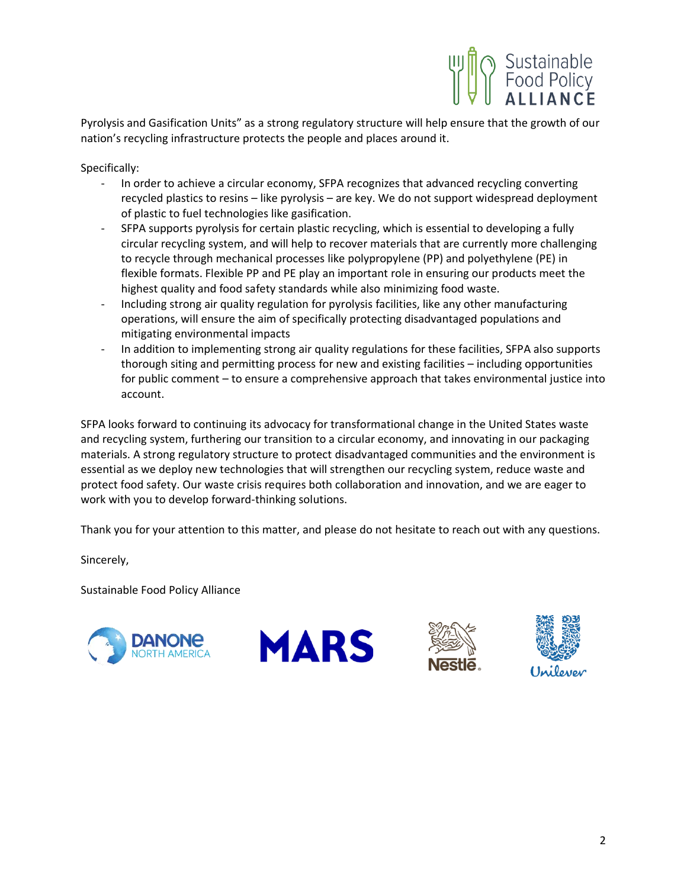Pyrolysis and Gasification Units" as a strong regulatory structure will help ensure that the growth of our nation's recycling infrastructure protects the people and places around it.

Specifically:

- In order to achieve a circular economy, SFPA recognizes that advanced recycling converting recycled plastics to resins – like pyrolysis – are key. We do not support widespread deployment of plastic to fuel technologies like gasification.
- SFPA supports pyrolysis for certain plastic recycling, which is essential to developing a fully circular recycling system, and will help to recover materials that are currently more challenging to recycle through mechanical processes like polypropylene (PP) and polyethylene (PE) in flexible formats. Flexible PP and PE play an important role in ensuring our products meet the highest quality and food safety standards while also minimizing food waste.
- Including strong air quality regulation for pyrolysis facilities, like any other manufacturing operations, will ensure the aim of specifically protecting disadvantaged populations and mitigating environmental impacts
- In addition to implementing strong air quality regulations for these facilities, SFPA also supports thorough siting and permitting process for new and existing facilities – including opportunities for public comment – to ensure a comprehensive approach that takes environmental justice into account.

SFPA looks forward to continuing its advocacy for transformational change in the United States waste and recycling system, furthering our transition to a circular economy, and innovating in our packaging materials. A strong regulatory structure to protect disadvantaged communities and the environment is essential as we deploy new technologies that will strengthen our recycling system, reduce waste and protect food safety. Our waste crisis requires both collaboration and innovation, and we are eager to work with you to develop forward-thinking solutions.

Thank you for your attention to this matter, and please do not hesitate to reach out with any questions.

Sincerely,

Sustainable Food Policy Alliance

DANONE NORTH AMERICA

MARS

Nestlé

Unilever